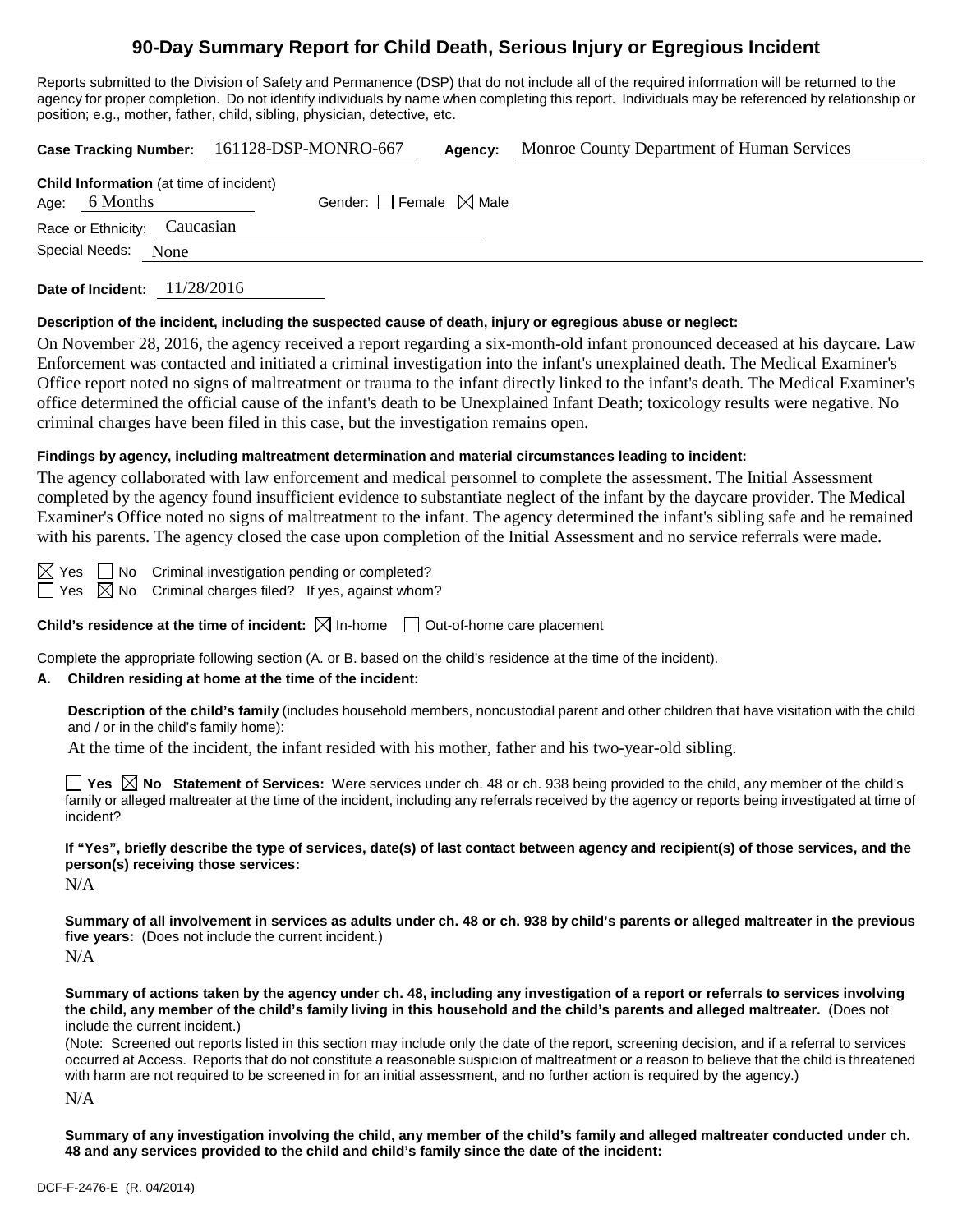# 90-Day Summary Report for Child Death, Serious Injury or Egregious Incident

Reports submitted to the Division of Safety and Permanence (DSP) that do not include all of the required information will be returned to the agency for proper completion. Do not identify individuals by name when completing this report. Individuals may be referenced by relationship or position; e.g., mother, father, child, sibling, physician, detective, etc.

**Case Tracking Number:** 161128-DSP-MONRO-667 **Agency:** Monroe County Department of Human Services

**Child Information** (at time of incident)

Age: 6 Months Gender: ☐ Female ☒ Male

Race or Ethnicity: Caucasian

Special Needs: None

**Date of Incident:** 11/28/2016

**Description of the incident, including the suspected cause of death, injury or egregious abuse or neglect:**

On November 28, 2016, the agency received a report regarding a six-month-old infant pronounced deceased at his daycare. Law Enforcement was contacted and initiated a criminal investigation into the infant's unexplained death. The Medical Examiner's Office report noted no signs of maltreatment or trauma to the infant directly linked to the infant's death. The Medical Examiner's office determined the official cause of the infant's death to be Unexplained Infant Death; toxicology results were negative. No criminal charges have been filed in this case, but the investigation remains open.

**Findings by agency, including maltreatment determination and material circumstances leading to incident:**

The agency collaborated with law enforcement and medical personnel to complete the assessment. The Initial Assessment completed by the agency found insufficient evidence to substantiate neglect of the infant by the daycare provider. The Medical Examiner's Office noted no signs of maltreatment to the infant. The agency determined the infant's sibling safe and he remained with his parents. The agency closed the case upon completion of the Initial Assessment and no service referrals were made.

☒ Yes ☐ No Criminal investigation pending or completed?

☐ Yes ☒ No Criminal charges filed? If yes, against whom?

**Child's residence at the time of incident:** ☒ In-home ☐ Out-of-home care placement

Complete the appropriate following section (A. or B. based on the child's residence at the time of the incident).

**A. Children residing at home at the time of the incident:**

**Description of the child's family** (includes household members, noncustodial parent and other children that have visitation with the child and / or in the child's family home):

At the time of the incident, the infant resided with his mother, father and his two-year-old sibling.

☐ **Yes** ☒ **No** **Statement of Services:** Were services under ch. 48 or ch. 938 being provided to the child, any member of the child's family or alleged maltreater at the time of the incident, including any referrals received by the agency or reports being investigated at time of incident?

**If "Yes", briefly describe the type of services, date(s) of last contact between agency and recipient(s) of those services, and the person(s) receiving those services:**

N/A

**Summary of all involvement in services as adults under ch. 48 or ch. 938 by child's parents or alleged maltreater in the previous five years:** (Does not include the current incident.)

N/A

**Summary of actions taken by the agency under ch. 48, including any investigation of a report or referrals to services involving the child, any member of the child's family living in this household and the child's parents and alleged maltreater.** (Does not include the current incident.)

(Note: Screened out reports listed in this section may include only the date of the report, screening decision, and if a referral to services occurred at Access. Reports that do not constitute a reasonable suspicion of maltreatment or a reason to believe that the child is threatened with harm are not required to be screened in for an initial assessment, and no further action is required by the agency.)

N/A

**Summary of any investigation involving the child, any member of the child's family and alleged maltreater conducted under ch. 48 and any services provided to the child and child's family since the date of the incident:**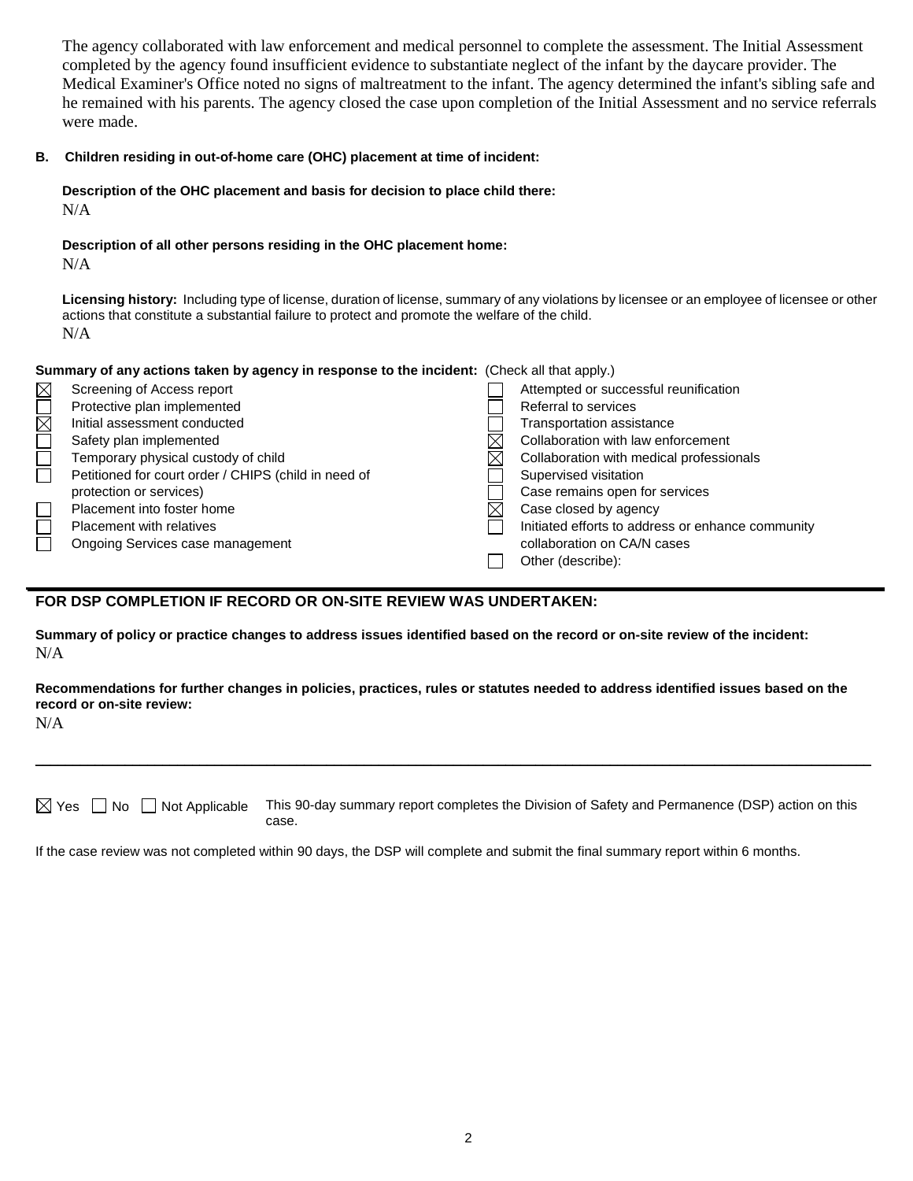The agency collaborated with law enforcement and medical personnel to complete the assessment. The Initial Assessment completed by the agency found insufficient evidence to substantiate neglect of the infant by the daycare provider. The Medical Examiner's Office noted no signs of maltreatment to the infant. The agency determined the infant's sibling safe and he remained with his parents. The agency closed the case upon completion of the Initial Assessment and no service referrals were made.

**B. Children residing in out-of-home care (OHC) placement at time of incident:**

**Description of the OHC placement and basis for decision to place child there:**
N/A

**Description of all other persons residing in the OHC placement home:**
N/A

**Licensing history:** Including type of license, duration of license, summary of any violations by licensee or an employee of licensee or other actions that constitute a substantial failure to protect and promote the welfare of the child.
N/A

**Summary of any actions taken by agency in response to the incident:** (Check all that apply.)

- ☒ Screening of Access report
- ☐ Protective plan implemented
- ☒ Initial assessment conducted
- ☐ Safety plan implemented
- ☐ Temporary physical custody of child
- ☐ Petitioned for court order / CHIPS (child in need of protection or services)
- ☐ Placement into foster home
- ☐ Placement with relatives
- ☐ Ongoing Services case management
- ☐ Attempted or successful reunification
- ☐ Referral to services
- ☐ Transportation assistance
- ☒ Collaboration with law enforcement
- ☒ Collaboration with medical professionals
- ☐ Supervised visitation
- ☐ Case remains open for services
- ☒ Case closed by agency
- ☐ Initiated efforts to address or enhance community collaboration on CA/N cases
- ☐ Other (describe):

## FOR DSP COMPLETION IF RECORD OR ON-SITE REVIEW WAS UNDERTAKEN:

**Summary of policy or practice changes to address issues identified based on the record or on-site review of the incident:**
N/A

**Recommendations for further changes in policies, practices, rules or statutes needed to address identified issues based on the record or on-site review:**
N/A

---

☒ Yes ☐ No ☐ Not Applicable This 90-day summary report completes the Division of Safety and Permanence (DSP) action on this case.

If the case review was not completed within 90 days, the DSP will complete and submit the final summary report within 6 months.